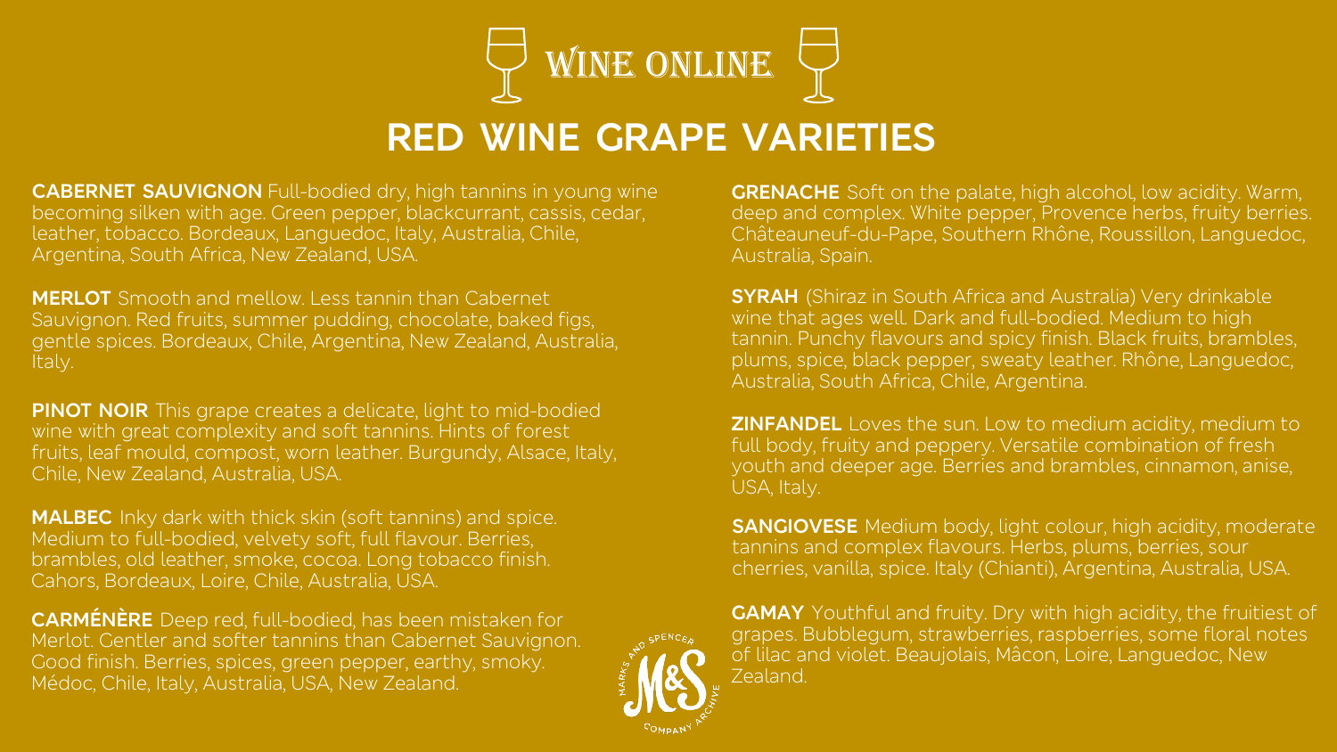# WINE ONLINE

## RED WINE GRAPE VARIETIES

**CABERNET SAUVIGNON** Full-bodied dry, high tannins in young wine becoming silken with age. Green pepper, blackcurrant, cassis, cedar, leather, tobacco. Bordeaux, Languedoc, Italy, Australia, Chile, Argentina, South Africa, New Zealand, USA.

**MERLOT** Smooth and mellow. Less tannin than Cabernet Sauvignon. Red fruits, summer pudding, chocolate, baked figs, gentle spices. Bordeaux, Chile, Argentina, New Zealand, Australia, Italy.

**PINOT NOIR** This grape creates a delicate, light to mid-bodied wine with great complexity and soft tannins. Hints of forest fruits, leaf mould, compost, worn leather. Burgundy, Alsace, Italy, Chile, New Zealand, Australia, USA.

**MALBEC** Inky dark with thick skin (soft tannins) and spice. Medium to full-bodied, velvety soft, full flavour. Berries, brambles, old leather, smoke, cocoa. Long tobacco finish. Cahors, Bordeaux, Loire, Chile, Australia, USA.

**CARMÉNÈRE** Deep red, full-bodied, has been mistaken for Merlot. Gentler and softer tannins than Cabernet Sauvignon. Good finish. Berries, spices, green pepper, earthy, smoky. Médoc, Chile, Italy, Australia, USA, New Zealand.

**GRENACHE** Soft on the palate, high alcohol, low acidity. Warm, deep and complex. White pepper, Provence herbs, fruity berries. Châteauneuf-du-Pape, Southern Rhône, Roussillon, Languedoc, Australia, Spain.

**SYRAH** (Shiraz in South Africa and Australia) Very drinkable wine that ages well. Dark and full-bodied. Medium to high tannin. Punchy flavours and spicy finish. Black fruits, brambles, plums, spice, black pepper, sweaty leather. Rhône, Languedoc, Australia, South Africa, Chile, Argentina.

**ZINFANDEL** Loves the sun. Low to medium acidity, medium to full body, fruity and peppery. Versatile combination of fresh youth and deeper age. Berries and brambles, cinnamon, anise, USA, Italy.

**SANGIOVESE** Medium body, light colour, high acidity, moderate tannins and complex flavours. Herbs, plums, berries, sour cherries, vanilla, spice. Italy (Chianti), Argentina, Australia, USA.

**GAMAY** Youthful and fruity. Dry with high acidity, the fruitiest of grapes. Bubblegum, strawberries, raspberries, some floral notes of lilac and violet. Beaujolais, Mâcon, Loire, Languedoc, New Zealand.

Marks and Spencer Company Archive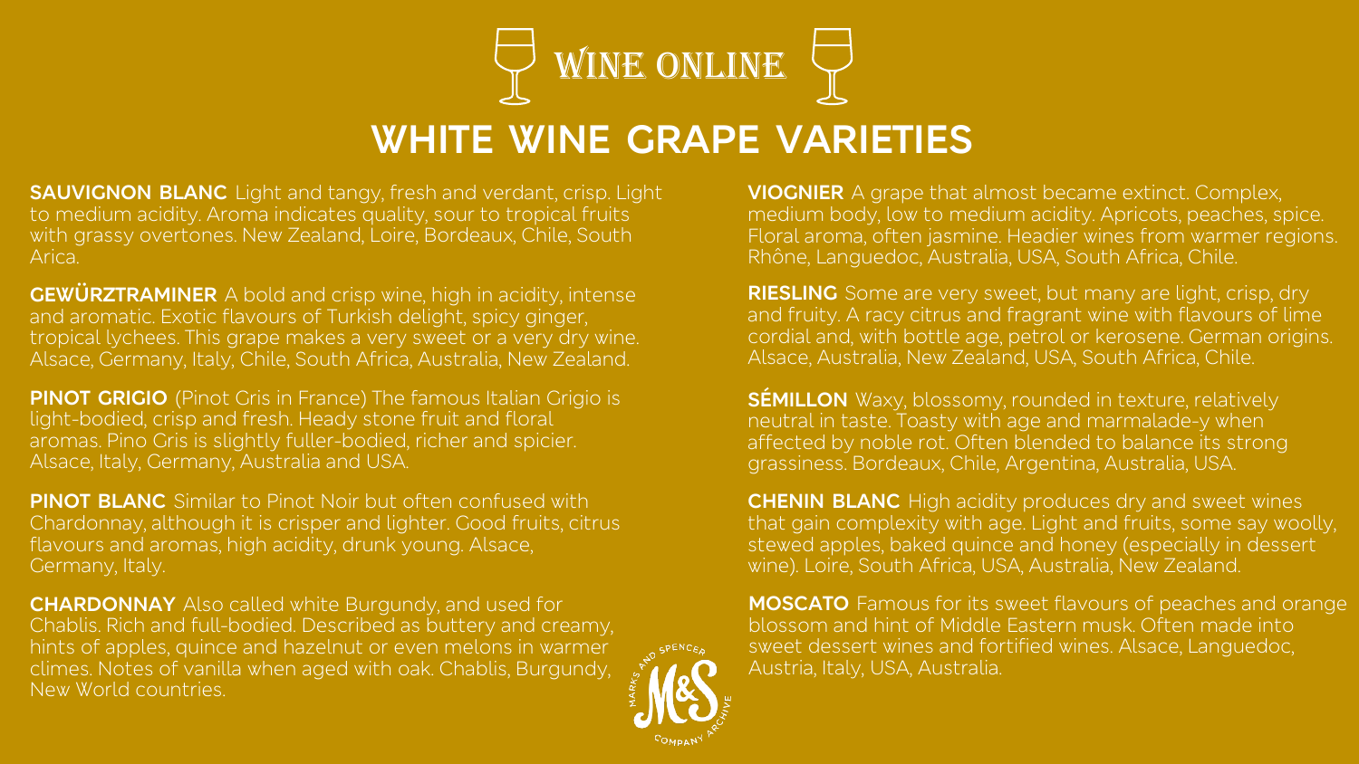# WINE ONLINE

## WHITE WINE GRAPE VARIETIES

**SAUVIGNON BLANC** Light and tangy, fresh and verdant, crisp. Light to medium acidity. Aroma indicates quality, sour to tropical fruits with grassy overtones. New Zealand, Loire, Bordeaux, Chile, South Arica.

**GEWÜRZTRAMINER** A bold and crisp wine, high in acidity, intense and aromatic. Exotic flavours of Turkish delight, spicy ginger, tropical lychees. This grape makes a very sweet or a very dry wine. Alsace, Germany, Italy, Chile, South Africa, Australia, New Zealand.

**PINOT GRIGIO** (Pinot Gris in France) The famous Italian Grigio is light-bodied, crisp and fresh. Heady stone fruit and floral aromas. Pino Gris is slightly fuller-bodied, richer and spicier. Alsace, Italy, Germany, Australia and USA.

**PINOT BLANC** Similar to Pinot Noir but often confused with Chardonnay, although it is crisper and lighter. Good fruits, citrus flavours and aromas, high acidity, drunk young. Alsace, Germany, Italy.

**CHARDONNAY** Also called white Burgundy, and used for Chablis. Rich and full-bodied. Described as buttery and creamy, hints of apples, quince and hazelnut or even melons in warmer climes. Notes of vanilla when aged with oak. Chablis, Burgundy, New World countries.

**VIOGNIER** A grape that almost became extinct. Complex, medium body, low to medium acidity. Apricots, peaches, spice. Floral aroma, often jasmine. Headier wines from warmer regions. Rhône, Languedoc, Australia, USA, South Africa, Chile.

**RIESLING** Some are very sweet, but many are light, crisp, dry and fruity. A racy citrus and fragrant wine with flavours of lime cordial and, with bottle age, petrol or kerosene. German origins. Alsace, Australia, New Zealand, USA, South Africa, Chile.

**SÉMILLON** Waxy, blossomy, rounded in texture, relatively neutral in taste. Toasty with age and marmalade-y when affected by noble rot. Often blended to balance its strong grassiness. Bordeaux, Chile, Argentina, Australia, USA.

**CHENIN BLANC** High acidity produces dry and sweet wines that gain complexity with age. Light and fruits, some say woolly, stewed apples, baked quince and honey (especially in dessert wine). Loire, South Africa, USA, Australia, New Zealand.

**MOSCATO** Famous for its sweet flavours of peaches and orange blossom and hint of Middle Eastern musk. Often made into sweet dessert wines and fortified wines. Alsace, Languedoc, Austria, Italy, USA, Australia.

MARKS AND SPENCER COMPANY ARCHIVE